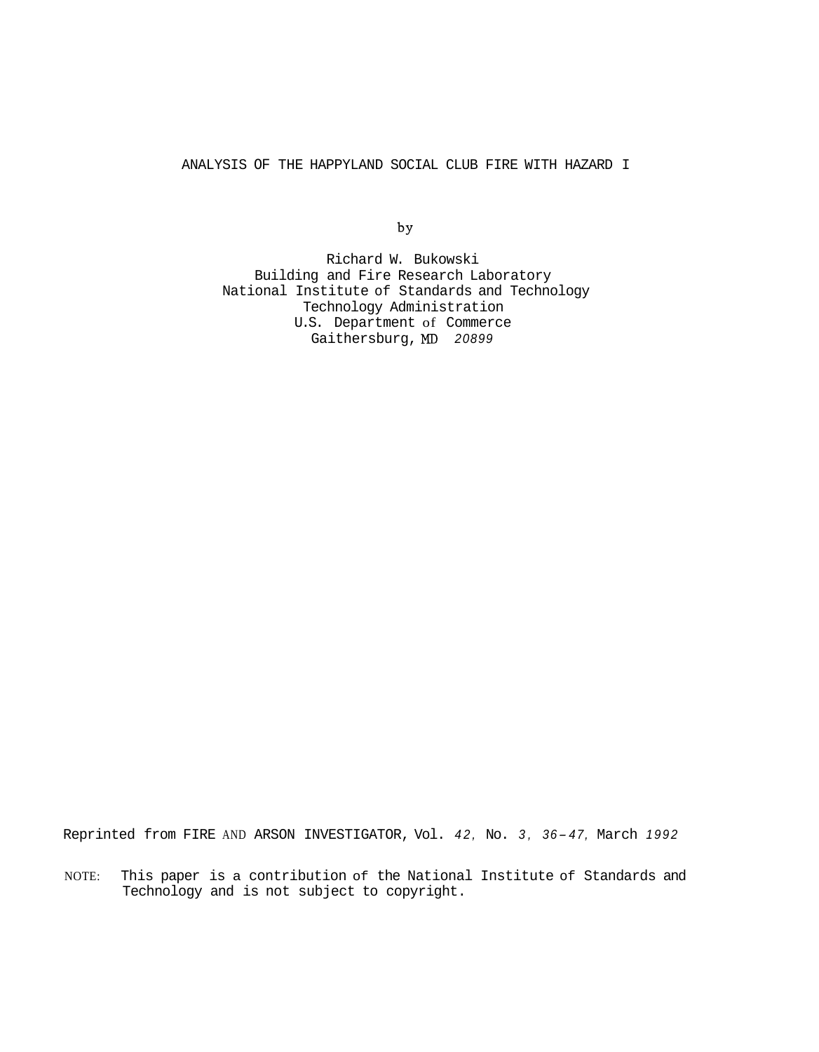# ANALYSIS OF THE HAPPYLAND SOCIAL CLUB FIRE WITH HAZARD I

by

Richard W. Bukowski
Building and Fire Research Laboratory
National Institute of Standards and Technology
Technology Administration
U.S. Department of Commerce
Gaithersburg, MD 20899

Reprinted from FIRE AND ARSON INVESTIGATOR, Vol. 42, No. 3, 36-47, March 1992

NOTE: This paper is a contribution of the National Institute of Standards and Technology and is not subject to copyright.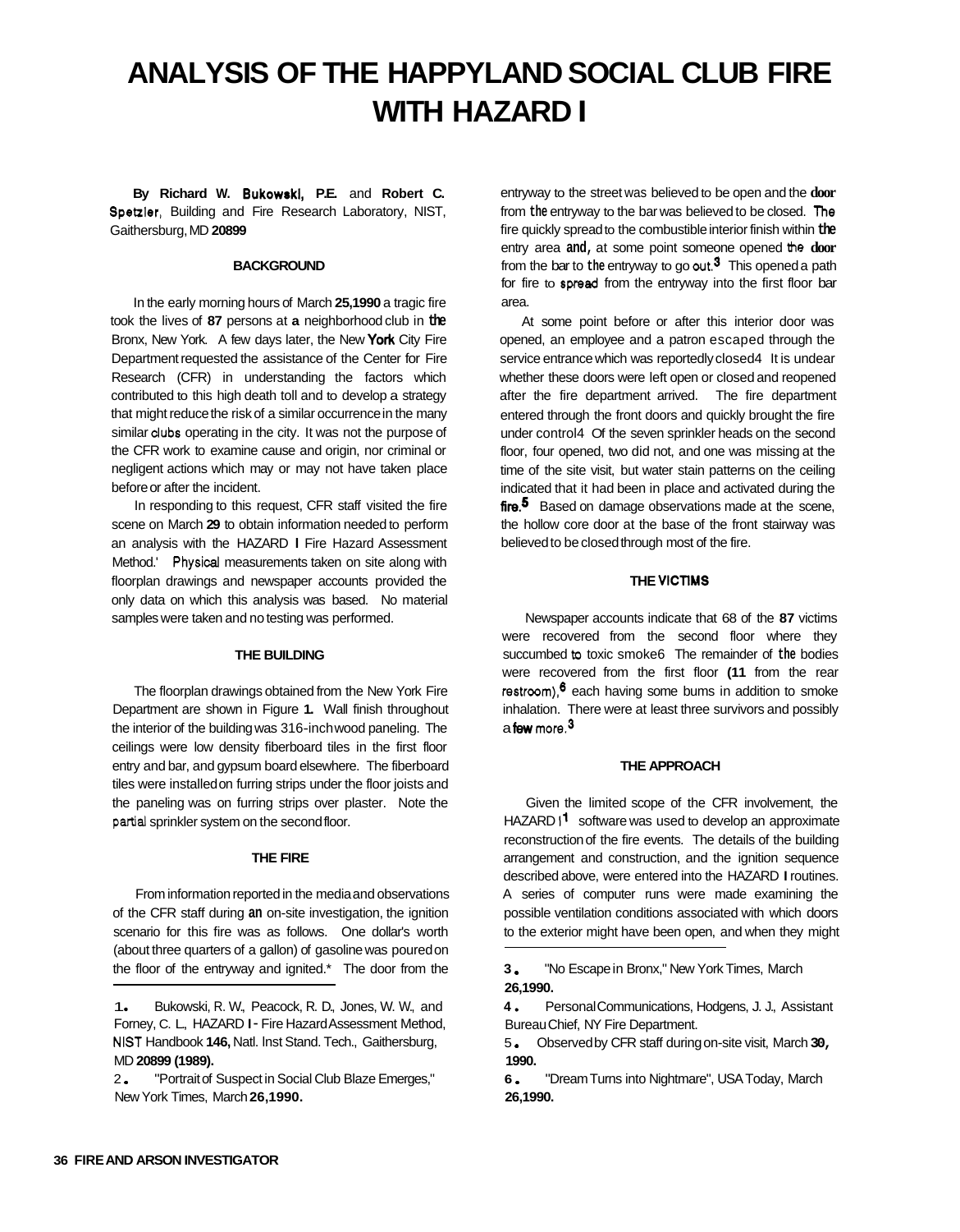# ANALYSIS OF THE HAPPYLAND SOCIAL CLUB FIRE WITH HAZARD I

**By Richard W. Bukowski, P.E.** and **Robert C. Spetzler**, Building and Fire Research Laboratory, NIST, Gaithersburg, MD **20899**

### BACKGROUND

In the early morning hours of March **25, 1990** a tragic fire took the lives of **87** persons at **a** neighborhood club in the Bronx, New York. A few days later, the New York City Fire Department requested the assistance of the Center for Fire Research (CFR) in understanding the factors which contributed to this high death toll and to develop a strategy that might reduce the risk of a similar occurrence in the many similar clubs operating in the city. It was not the purpose of the CFR work to examine cause and origin, nor criminal or negligent actions which may or may not have taken place before or after the incident.

In responding to this request, CFR staff visited the fire scene on March **29** to obtain information needed to perform an analysis with the HAZARD **I** Fire Hazard Assessment Method.' Physical measurements taken on site along with floorplan drawings and newspaper accounts provided the only data on which this analysis was based. No material samples were taken and no testing was performed.

### THE BUILDING

The floorplan drawings obtained from the New York Fire Department are shown in Figure **1.** Wall finish throughout the interior of the building was 316-inch wood paneling. The ceilings were low density fiberboard tiles in the first floor entry and bar, and gypsum board elsewhere. The fiberboard tiles were installed on furring strips under the floor joists and the paneling was on furring strips over plaster. Note the partial sprinkler system on the second floor.

### THE FIRE

From information reported in the media and observations of the CFR staff during an on-site investigation, the ignition scenario for this fire was as follows. One dollar's worth (about three quarters of a gallon) of gasoline was poured on the floor of the entryway and ignited.* The door from the entryway to the street was believed to be open and the door from the entryway to the bar was believed to be closed. The fire quickly spread to the combustible interior finish within the entry area and, at some point someone opened the door from the bar to the entryway to go out.[3] This opened a path for fire to spread from the entryway into the first floor bar area.

At some point before or after this interior door was opened, an employee and a patron escaped through the service entrance which was reportedly closed4 It is undear whether these doors were left open or closed and reopened after the fire department arrived. The fire department entered through the front doors and quickly brought the fire under control4 Of the seven sprinkler heads on the second floor, four opened, two did not, and one was missing at the time of the site visit, but water stain patterns on the ceiling indicated that it had been in place and activated during the fire.[5] Based on damage observations made at the scene, the hollow core door at the base of the front stairway was believed to be closed through most of the fire.

### THE VICTIMS

Newspaper accounts indicate that 68 of the **87** victims were recovered from the second floor where they succumbed to toxic smoke6 The remainder of the bodies were recovered from the first floor **(11** from the rear restroom),[6] each having some bums in addition to smoke inhalation. There were at least three survivors and possibly a few more.[3]

### THE APPROACH

Given the limited scope of the CFR involvement, the HAZARD I[1] software was used to develop an approximate reconstruction of the fire events. The details of the building arrangement and construction, and the ignition sequence described above, were entered into the HAZARD **I** routines. A series of computer runs were made examining the possible ventilation conditions associated with which doors to the exterior might have been open, and when they might

---

**1.** Bukowski, R. W., Peacock, R. D., Jones, W. W., and Forney, C. L., HAZARD **I** - Fire Hazard Assessment Method, NIST Handbook **146,** Natl. Inst Stand. Tech., Gaithersburg, MD **20899 (1989).**

2. "Portrait of Suspect in Social Club Blaze Emerges," New York Times, March **26, 1990.**

**3.** "No Escape in Bronx," New York Times, March **26, 1990.**

**4.** Personal Communications, Hodgens, J. J., Assistant Bureau Chief, NY Fire Department.

5. Observed by CFR staff during on-site visit, March **30, 1990.**

**6.** "Dream Turns into Nightmare", USA Today, March **26, 1990.**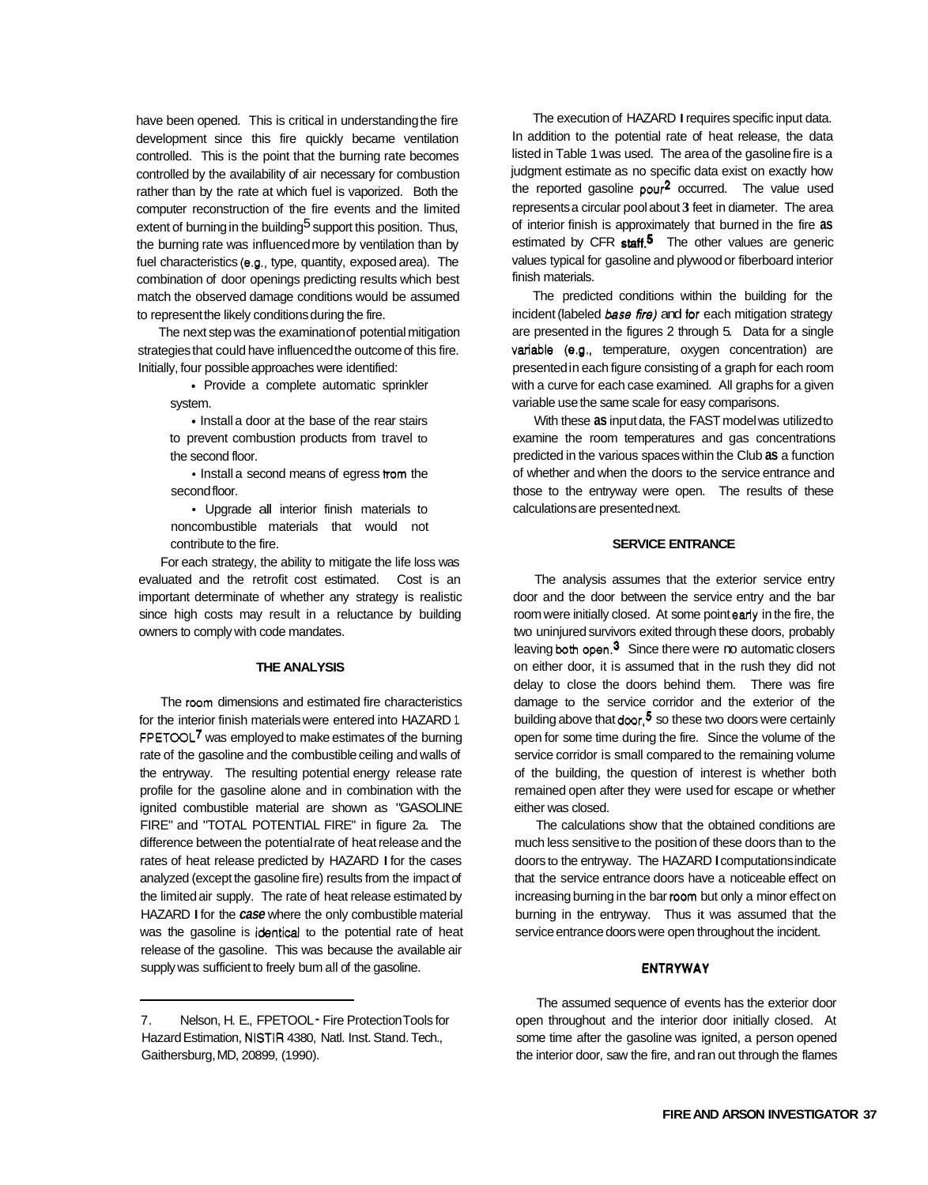have been opened. This is critical in understanding the fire development since this fire quickly became ventilation controlled. This is the point that the burning rate becomes controlled by the availability of air necessary for combustion rather than by the rate at which fuel is vaporized. Both the computer reconstruction of the fire events and the limited extent of burning in the building[5] support this position. Thus, the burning rate was influenced more by ventilation than by fuel characteristics (e.g., type, quantity, exposed area). The combination of door openings predicting results which best match the observed damage conditions would be assumed to represent the likely conditions during the fire.

The next step was the examination of potential mitigation strategies that could have influenced the outcome of this fire. Initially, four possible approaches were identified:

- Provide a complete automatic sprinkler system.
- Install a door at the base of the rear stairs to prevent combustion products from travel to the second floor.
- Install a second means of egress from the second floor.
- Upgrade all interior finish materials to noncombustible materials that would not contribute to the fire.

For each strategy, the ability to mitigate the life loss was evaluated and the retrofit cost estimated. Cost is an important determinate of whether any strategy is realistic since high costs may result in a reluctance by building owners to comply with code mandates.

## THE ANALYSIS

The room dimensions and estimated fire characteristics for the interior finish materials were entered into HAZARD I. FPETOOL[7] was employed to make estimates of the burning rate of the gasoline and the combustible ceiling and walls of the entryway. The resulting potential energy release rate profile for the gasoline alone and in combination with the ignited combustible material are shown as "GASOLINE FIRE" and "TOTAL POTENTIAL FIRE" in figure 2a. The difference between the potential rate of heat release and the rates of heat release predicted by HAZARD I for the cases analyzed (except the gasoline fire) results from the impact of the limited air supply. The rate of heat release estimated by HAZARD I for the *case* where the only combustible material was the gasoline is identical to the potential rate of heat release of the gasoline. This was because the available air supply was sufficient to freely burn all of the gasoline.

The execution of HAZARD I requires specific input data. In addition to the potential rate of heat release, the data listed in Table 1 was used. The area of the gasoline fire is a judgment estimate as no specific data exist on exactly how the reported gasoline pour[2] occurred. The value used represents a circular pool about 3 feet in diameter. The area of interior finish is approximately that burned in the fire as estimated by CFR staff.[5] The other values are generic values typical for gasoline and plywood or fiberboard interior finish materials.

The predicted conditions within the building for the incident (labeled *base fire)* and for each mitigation strategy are presented in the figures 2 through 5. Data for a single variable (e.g., temperature, oxygen concentration) are presented in each figure consisting of a graph for each room with a curve for each case examined. All graphs for a given variable use the same scale for easy comparisons.

With these as input data, the FAST model was utilized to examine the room temperatures and gas concentrations predicted in the various spaces within the Club as a function of whether and when the doors to the service entrance and those to the entryway were open. The results of these calculations are presented next.

## SERVICE ENTRANCE

The analysis assumes that the exterior service entry door and the door between the service entry and the bar room were initially closed. At some point early in the fire, the two uninjured survivors exited through these doors, probably leaving both open.[3] Since there were no automatic closers on either door, it is assumed that in the rush they did not delay to close the doors behind them. There was fire damage to the service corridor and the exterior of the building above that door,[5] so these two doors were certainly open for some time during the fire. Since the volume of the service corridor is small compared to the remaining volume of the building, the question of interest is whether both remained open after they were used for escape or whether either was closed.

The calculations show that the obtained conditions are much less sensitive to the position of these doors than to the doors to the entryway. The HAZARD I computations indicate that the service entrance doors have a noticeable effect on increasing burning in the bar room but only a minor effect on burning in the entryway. Thus it was assumed that the service entrance doors were open throughout the incident.

## ENTRYWAY

The assumed sequence of events has the exterior door open throughout and the interior door initially closed. At some time after the gasoline was ignited, a person opened the interior door, saw the fire, and ran out through the flames

---

7. Nelson, H. E., FPETOOL - Fire Protection Tools for Hazard Estimation, NISTIR 4380, Natl. Inst. Stand. Tech., Gaithersburg, MD, 20899, (1990).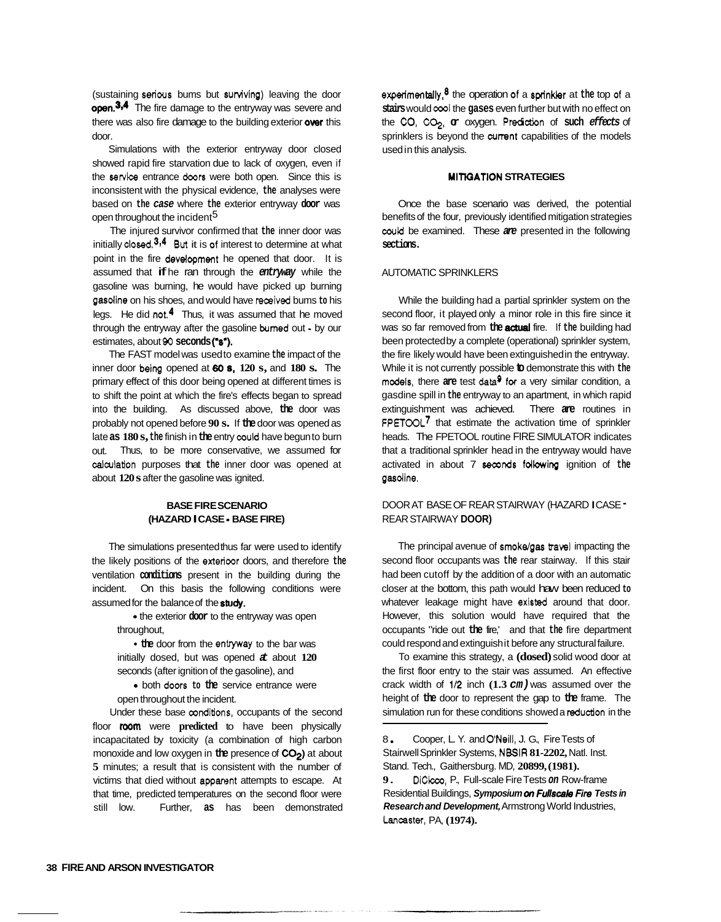(sustaining serious burns but surviving) leaving the door open.[3,4] The fire damage to the entryway was severe and there was also fire damage to the building exterior over this door.

Simulations with the exterior entryway door closed showed rapid fire starvation due to lack of oxygen, even if the service entrance doors were both open. Since this is inconsistent with the physical evidence, the analyses were based on the *case* where the exterior entryway door was open throughout the incident[5]

The injured survivor confirmed that the inner door was initially closed.[3,4] But it is of interest to determine at what point in the fire development he opened that door. It is assumed that if he ran through the *entryway* while the gasoline was burning, he would have picked up burning gasoline on his shoes, and would have received burns to his legs. He did not.[4] Thus, it was assumed that he moved through the entryway after the gasoline burned out - by our estimates, about 90 **seconds ("s").**

The FAST model was used to examine the impact of the inner door being opened at **60 s, 120 s,** and **180 s.** The primary effect of this door being opened at different times is to shift the point at which the fire's effects began to spread into the building. As discussed above, the door was probably not opened before **90 s.** If the door was opened as late **as 180 s,** the finish in the entry could have begun to burn out. Thus, to be more conservative, we assumed for calculation purposes that the inner door was opened at about **120 s** after the gasoline was ignited.

## BASE FIRE SCENARIO (HAZARD I CASE - BASE FIRE)

The simulations presented thus far were used to identify the likely positions of the exterioor doors, and therefore the ventilation **conditions** present in the building during the incident. On this basis the following conditions were assumed for the balance of the **study.**

- the exterior **door** to the entryway was open throughout,
- **the** door from the entryway to the bar was initially dosed, but was opened *at* about **120** seconds (after ignition of the gasoline), and
- both doors to **the** service entrance were open throughout the incident.

Under these base conditions, occupants of the second floor **room** were **predicted** to have been physically incapacitated by toxicity (a combination of high carbon monoxide and low oxygen in the presence of $CO_2$) at about **5** minutes; a result that is consistent with the number of victims that died without apparent attempts to escape. At that time, predicted temperatures on the second floor were still low. Further, **as** has been demonstrated experimentally,[8] the operation of a sprinkler at the top of a **stairs** would cool the **gases** even further but with no effect on the CO, $CO_2$, or oxygen. Prediction of **such** *effects* of sprinklers is beyond the current capabilities of the models used in this analysis.

## MITIGATION STRATEGIES

Once the base scenario was derived, the potential benefits of the four, previously identified mitigation strategies could be examined. These *are* presented in the following **sections.**

### AUTOMATIC SPRINKLERS

While the building had a partial sprinkler system on the second floor, it played only a minor role in this fire since it was so far removed from **the actual** fire. If the building had been protected by a complete (operational) sprinkler system, the fire likely would have been extinguished in the entryway. While it is not currently possible to demonstrate this with the models, there **are** test data[9] for a very similar condition, a gasdine spill in the entryway to an apartment, in which rapid extinguishment was achieved. There **are** routines in FPETOOL[7] that estimate the activation time of sprinkler heads. The FPETOOL routine FIRE SIMULATOR indicates that a traditional sprinkler head in the entryway would have activated in about 7 seconds following ignition of the gasoline.

### DOOR AT BASE OF REAR STAIRWAY (HAZARD I CASE - REAR STAIRWAY DOOR)

The principal avenue of smoke/gas travel impacting the second floor occupants was the rear stairway. If this stair had been cutoff by the addition of a door with an automatic closer at the bottom, this path would have been reduced to whatever leakage might have existed around that door. However, this solution would have required that the occupants "ride out the fire,' and that the fire department could respond and extinguish it before any structural failure.

To examine this strategy, a **(dosed)** solid wood door at the first floor entry to the stair was assumed. An effective crack width of 1/2 inch **(1.3** *cm)* was assumed over the height of **the** door to represent the gap to **the** frame. The simulation run for these conditions showed a reduction in the

---

8. Cooper, L. Y. and O'Neill, J. G., Fire Tests of Stairwell Sprinkler Systems, NBSIR **81-2202,** Natl. Inst. Stand. Tech., Gaithersburg. MD, **20899, (1981).**

9. DiCicco, P., Full-scale Fire Tests *on* Row-frame Residential Buildings, ***Symposium on Fullscale Fire Tests in Research and Development,*** Armstrong World Industries, Lancaster, PA, **(1974).**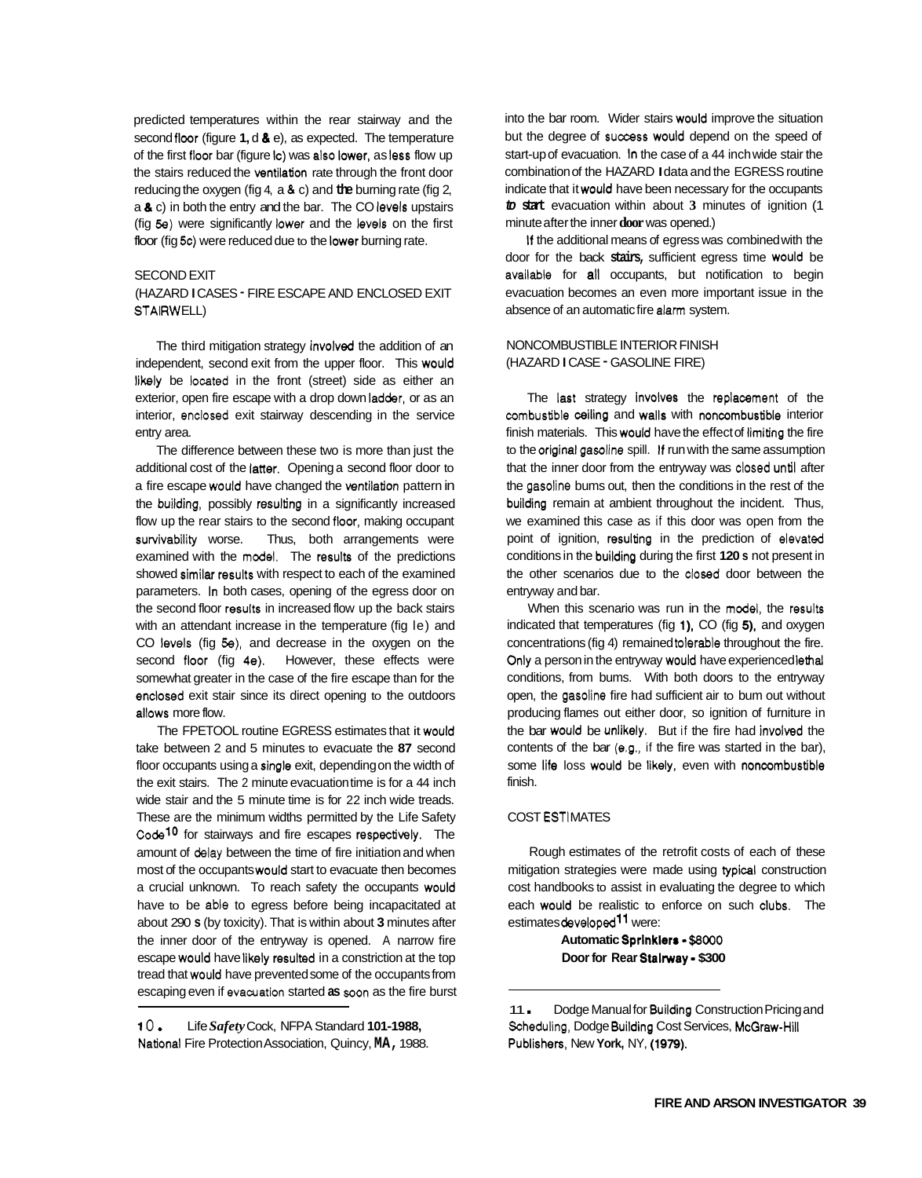predicted temperatures within the rear stairway and the second floor (figure 1, d & e), as expected. The temperature of the first floor bar (figure 1c) was also lower, as less flow up the stairs reduced the ventilation rate through the front door reducing the oxygen (fig 4, a & c) and the burning rate (fig 2, a & c) in both the entry and the bar. The CO levels upstairs (fig 5e) were significantly lower and the levels on the first floor (fig 5c) were reduced due to the lower burning rate.

## SECOND EXIT
## (HAZARD I CASES - FIRE ESCAPE AND ENCLOSED EXIT STAIRWELL)

The third mitigation strategy involved the addition of an independent, second exit from the upper floor. This would likely be located in the front (street) side as either an exterior, open fire escape with a drop down ladder, or as an interior, enclosed exit stairway descending in the service entry area.

The difference between these two is more than just the additional cost of the latter. Opening a second floor door to a fire escape would have changed the ventilation pattern in the building, possibly resulting in a significantly increased flow up the rear stairs to the second floor, making occupant survivability worse. Thus, both arrangements were examined with the model. The results of the predictions showed similar results with respect to each of the examined parameters. In both cases, opening of the egress door on the second floor results in increased flow up the back stairs with an attendant increase in the temperature (fig 1e) and CO levels (fig 5e), and decrease in the oxygen on the second floor (fig 4e). However, these effects were somewhat greater in the case of the fire escape than for the enclosed exit stair since its direct opening to the outdoors allows more flow.

The FPETOOL routine EGRESS estimates that it would take between 2 and 5 minutes to evacuate the **87** second floor occupants using a single exit, depending on the width of the exit stairs. The 2 minute evacuation time is for a 44 inch wide stair and the 5 minute time is for 22 inch wide treads. These are the minimum widths permitted by the Life Safety Code[10] for stairways and fire escapes respectively. The amount of delay between the time of fire initiation and when most of the occupants would start to evacuate then becomes a crucial unknown. To reach safety the occupants would have to be able to egress before being incapacitated at about 290 s (by toxicity). That is within about **3** minutes after the inner door of the entryway is opened. A narrow fire escape would have likely resulted in a constriction at the top tread that would have prevented some of the occupants from escaping even if evacuation started **as** soon as the fire burst into the bar room. Wider stairs would improve the situation but the degree of success would depend on the speed of start-up of evacuation. In the case of a 44 inch wide stair the combination of the HAZARD I data and the EGRESS routine indicate that it would have been necessary for the occupants ***to start*** evacuation within about **3** minutes of ignition (1 minute after the inner **door** was opened.)

If the additional means of egress was combined with the door for the back **stairs,** sufficient egress time would be available for all occupants, but notification to begin evacuation becomes an even more important issue in the absence of an automatic fire alarm system.

## NONCOMBUSTIBLE INTERIOR FINISH
## (HAZARD I CASE - GASOLINE FIRE)

The last strategy involves the replacement of the combustible ceiling and walls with noncombustible interior finish materials. This would have the effect of limiting the fire to the original gasoline spill. If run with the same assumption that the inner door from the entryway was closed until after the gasoline burns out, then the conditions in the rest of the building remain at ambient throughout the incident. Thus, we examined this case as if this door was open from the point of ignition, resulting in the prediction of elevated conditions in the building during the first **120 s** not present in the other scenarios due to the closed door between the entryway and bar.

When this scenario was run in the model, the results indicated that temperatures (fig **1),** CO (fig **5),** and oxygen concentrations (fig 4) remained tolerable throughout the fire. Only a person in the entryway would have experienced lethal conditions, from burns. With both doors to the entryway open, the gasoline fire had sufficient air to burn out without producing flames out either door, so ignition of furniture in the bar would be unlikely. But if the fire had involved the contents of the bar (e.g., if the fire was started in the bar), some life loss would be likely, even with noncombustible finish.

## COST ESTIMATES

Rough estimates of the retrofit costs of each of these mitigation strategies were made using typical construction cost handbooks to assist in evaluating the degree to which each would be realistic to enforce on such clubs. The estimates developed[11] were:

**Automatic Sprinklers - $8000**
**Door for Rear Stairway - $300**

---

10. Life *Safety* Code, NFPA Standard **101-1988,** National Fire Protection Association, Quincy, **MA,** 1988.

11. Dodge Manual for Building Construction Pricing and Scheduling, Dodge Building Cost Services, McGraw-Hill Publishers, New **York,** NY, **(1979)**.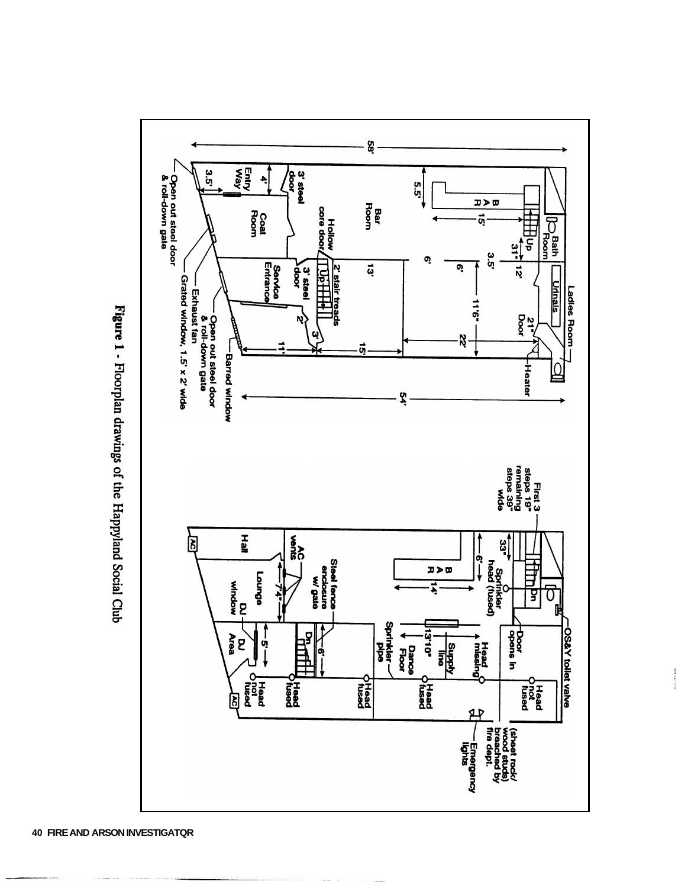Figure 1 - Floorplan drawings of the Happyland Social Club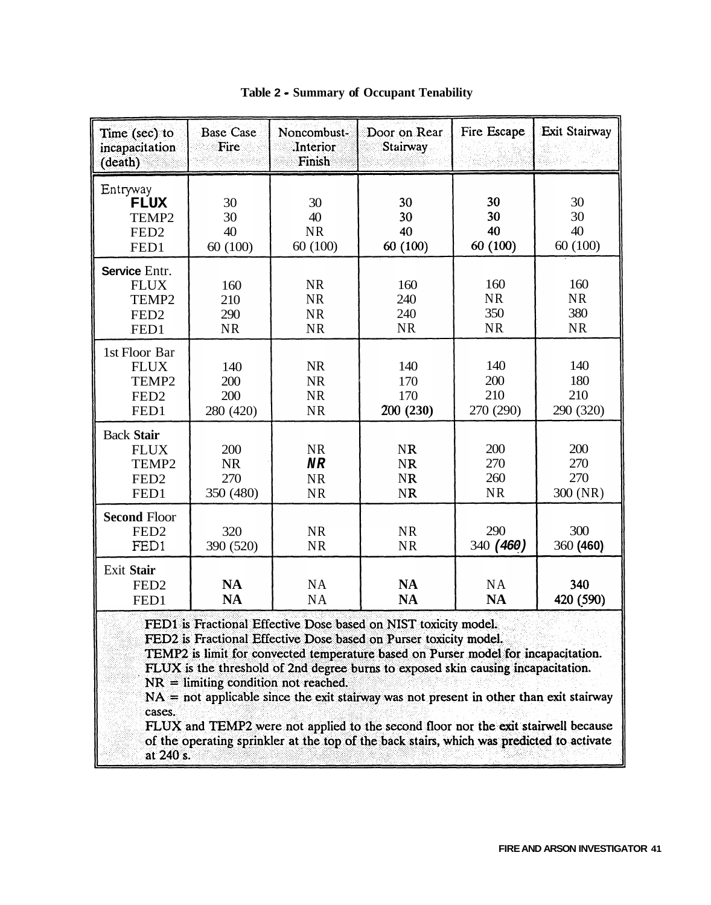**Table 2 - Summary of Occupant Tenability**

| Time (sec) to incapacitation (death) | Base Case Fire | Noncombust-.Interior Finish | Door on Rear Stairway | Fire Escape | Exit Stairway |
|---|---|---|---|---|---|
| **Entryway** | | | | | |
| FLUX | 30 | 30 | 30 | 30 | 30 |
| TEMP2 | 30 | 40 | 30 | 30 | 30 |
| FED2 | 40 | NR | 40 | 40 | 40 |
| FED1 | 60 (100) | 60 (100) | 60 (100) | 60 (100) | 60 (100) |
| **Service Entr.** | | | | | |
| FLUX | 160 | NR | 160 | 160 | 160 |
| TEMP2 | 210 | NR | 240 | NR | NR |
| FED2 | 290 | NR | 240 | 350 | 380 |
| FED1 | NR | NR | NR | NR | NR |
| **1st Floor Bar** | | | | | |
| FLUX | 140 | NR | 140 | 140 | 140 |
| TEMP2 | 200 | NR | 170 | 200 | 180 |
| FED2 | 200 | NR | 170 | 210 | 210 |
| FED1 | 280 (420) | NR | 200 (230) | 270 (290) | 290 (320) |
| **Back Stair** | | | | | |
| FLUX | 200 | NR | NR | 200 | 200 |
| TEMP2 | NR | NR | NR | 270 | 270 |
| FED2 | 270 | NR | NR | 260 | 270 |
| FED1 | 350 (480) | NR | NR | NR | 300 (NR) |
| **Second Floor** | | | | | |
| FED2 | 320 | NR | NR | 290 | 300 |
| FED1 | 390 (520) | NR | NR | 340 (460) | 360 (460) |
| **Exit Stair** | | | | | |
| FED2 | NA | NA | NA | NA | 340 |
| FED1 | NA | NA | NA | NA | 420 (590) |

FED1 is Fractional Effective Dose based on NIST toxicity model.
FED2 is Fractional Effective Dose based on Purser toxicity model.
TEMP2 is limit for convected temperature based on Purser model for incapacitation.
FLUX is the threshold of 2nd degree burns to exposed skin causing incapacitation.
NR = limiting condition not reached.
NA = not applicable since the exit stairway was not present in other than exit stairway cases.
FLUX and TEMP2 were not applied to the second floor nor the exit stairwell because of the operating sprinkler at the top of the back stairs, which was predicted to activate at 240 s.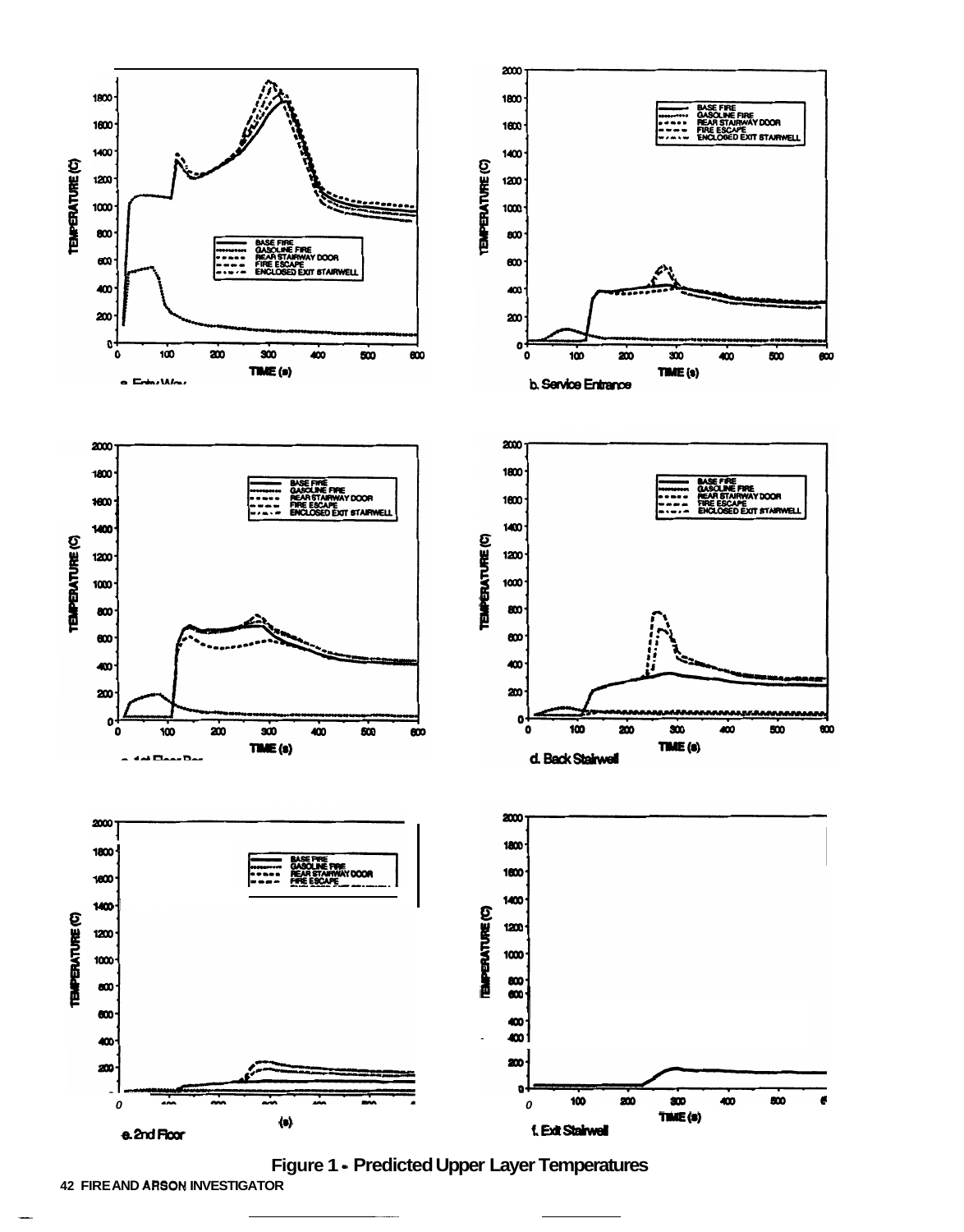a. Entry Way

b. Service Entrance

c. 1st Floor Bar

d. Back Stairwell

e. 2nd Floor

f. Exit Stairwell

**Figure 1 - Predicted Upper Layer Temperatures**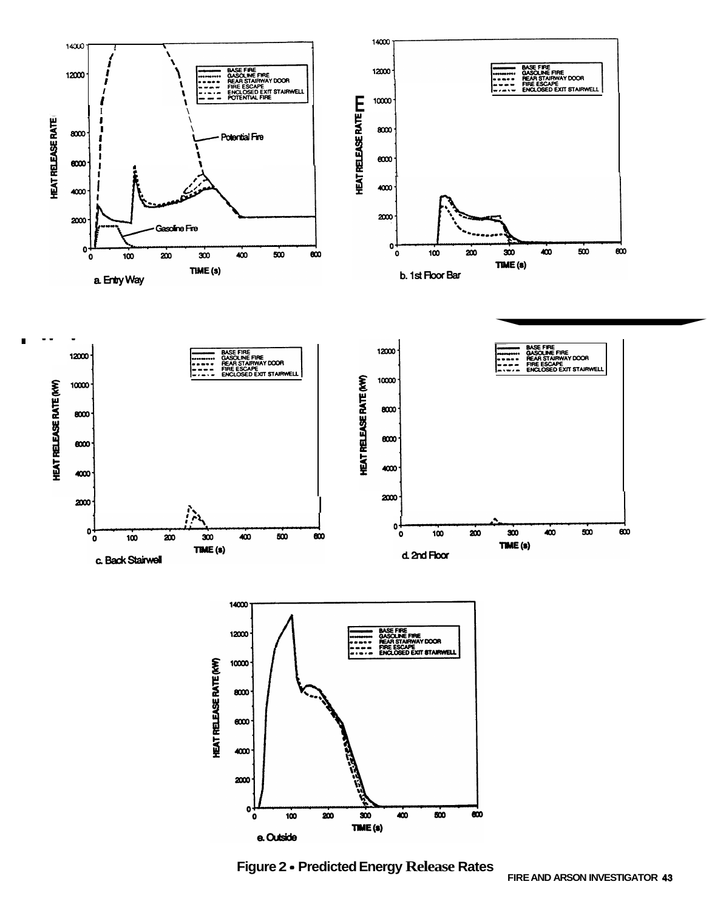Figure 2 • Predicted Energy Release Rates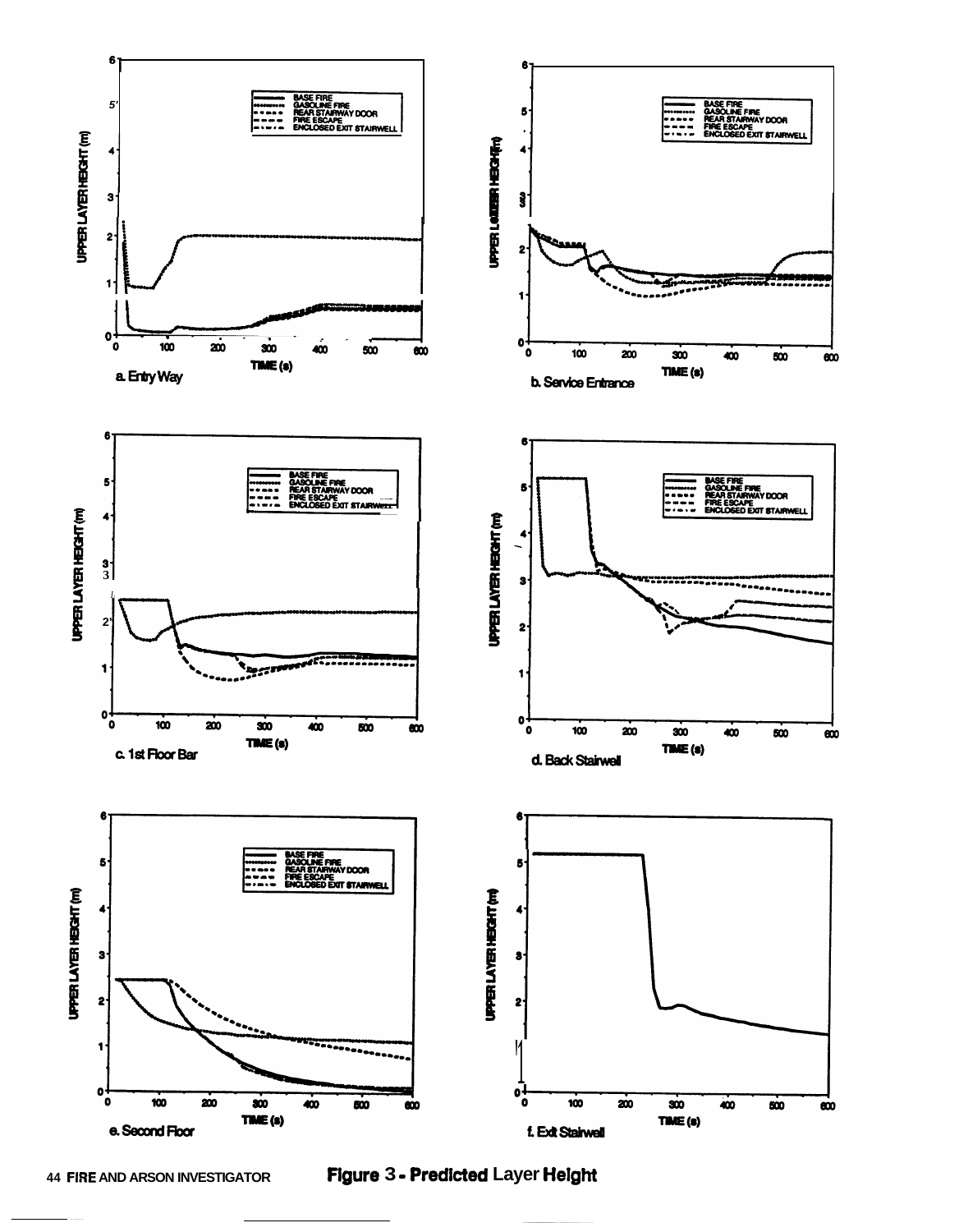a. Entry Way

b. Service Entrance

c. 1st Floor Bar

d. Back Stairwell

e. Second Floor

f. Exit Stairwell

**Figure 3 - Predicted Layer Height**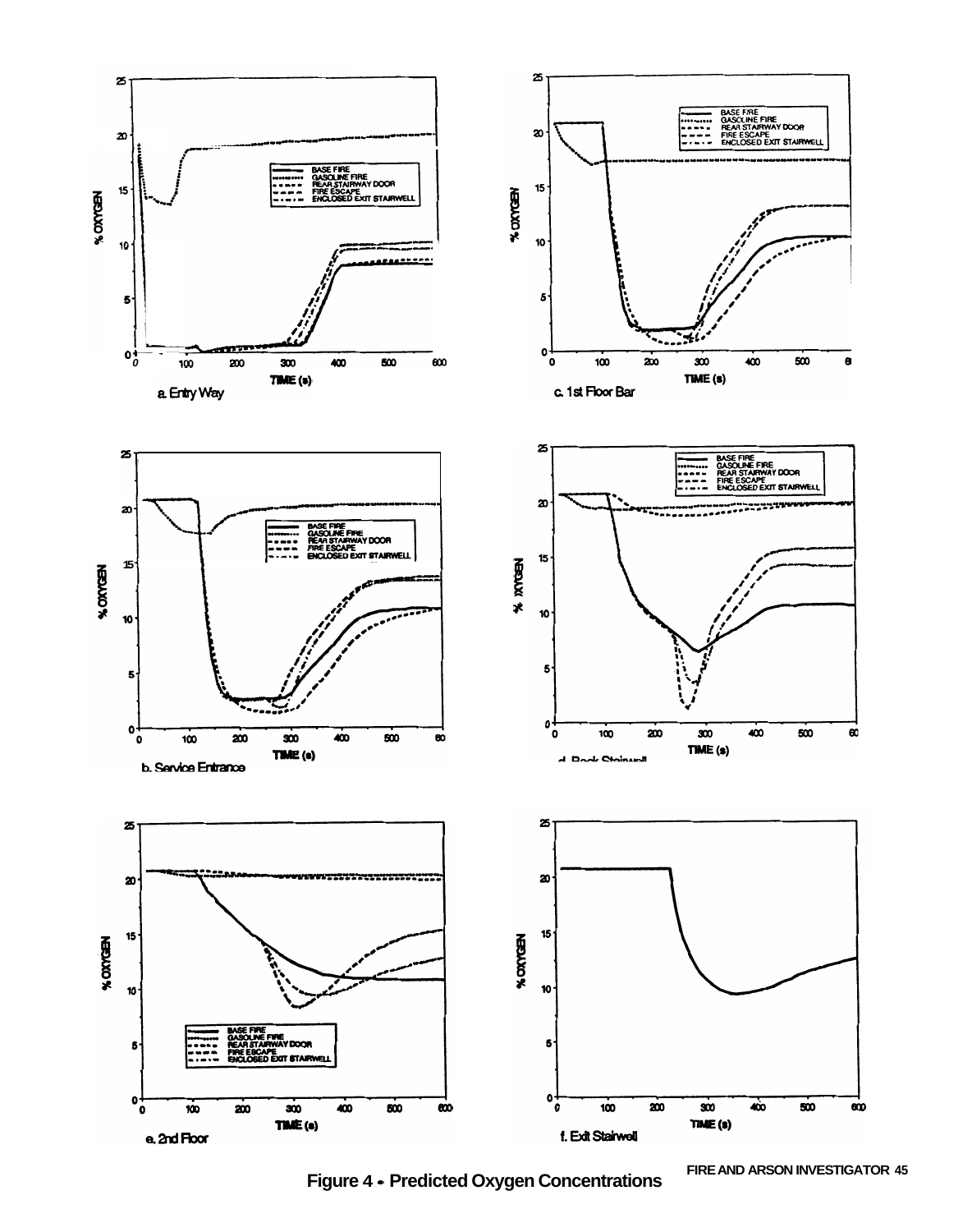Figure 4 - Predicted Oxygen Concentrations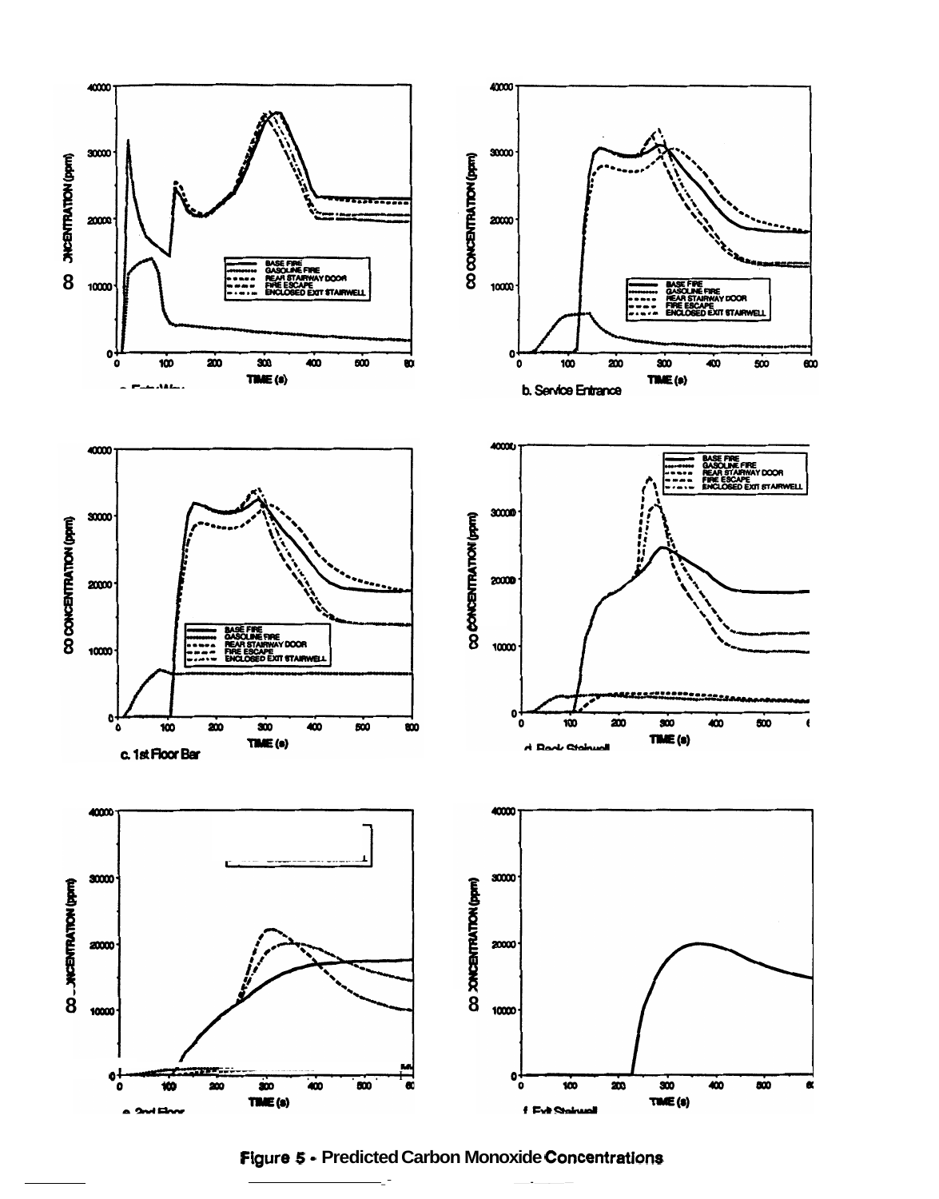**Figure 5 - Predicted Carbon Monoxide Concentrations**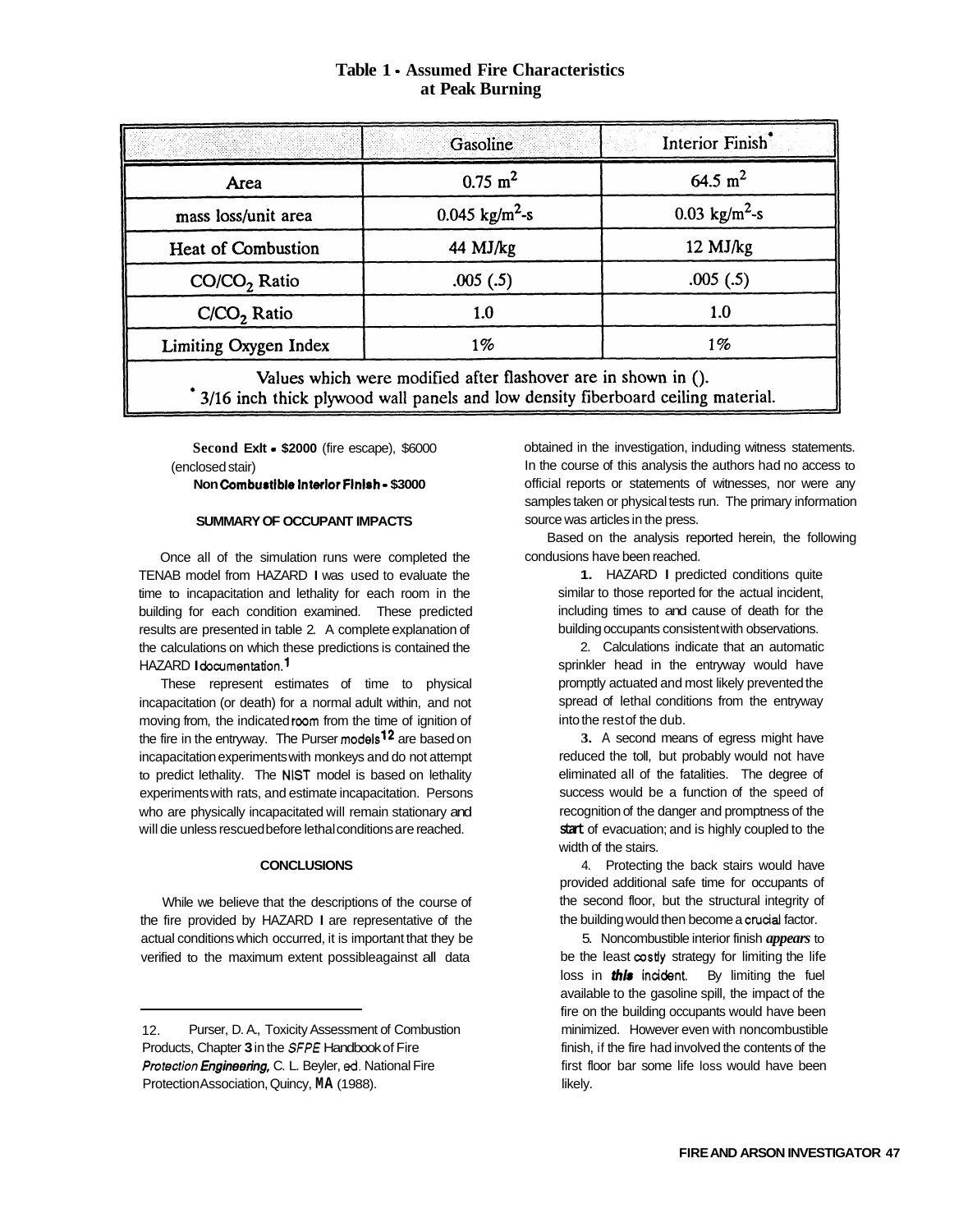**Table 1 - Assumed Fire Characteristics at Peak Burning**

| | Gasoline | Interior Finish* |
|---|---|---|
| Area | 0.75 $m^2$ | 64.5 $m^2$ |
| mass loss/unit area | 0.045 $kg/m^2$-s | 0.03 $kg/m^2$-s |
| Heat of Combustion | 44 MJ/kg | 12 MJ/kg |
| $CO/CO_2$ Ratio | .005 (.5) | .005 (.5) |
| $C/CO_2$ Ratio | 1.0 | 1.0 |
| Limiting Oxygen Index | 1% | 1% |

Values which were modified after flashover are in shown in ().
* 3/16 inch thick plywood wall panels and low density fiberboard ceiling material.

**Second Exit - $2000** (fire escape), $6000 (enclosed stair)

**Non Combustible Interior Finish - $3000**

## SUMMARY OF OCCUPANT IMPACTS

Once all of the simulation runs were completed the TENAB model from HAZARD I was used to evaluate the time to incapacitation and lethality for each room in the building for each condition examined. These predicted results are presented in table 2. A complete explanation of the calculations on which these predictions is contained the HAZARD I documentation.[1]

These represent estimates of time to physical incapacitation (or death) for a normal adult within, and not moving from, the indicated room from the time of ignition of the fire in the entryway. The Purser models[12] are based on incapacitation experiments with monkeys and do not attempt to predict lethality. The NIST model is based on lethality experiments with rats, and estimate incapacitation. Persons who are physically incapacitated will remain stationary and will die unless rescued before lethal conditions are reached.

## CONCLUSIONS

While we believe that the descriptions of the course of the fire provided by HAZARD I are representative of the actual conditions which occurred, it is important that they be verified to the maximum extent possible against all data obtained in the investigation, including witness statements. In the course of this analysis the authors had no access to official reports or statements of witnesses, nor were any samples taken or physical tests run. The primary information source was articles in the press.

Based on the analysis reported herein, the following conclusions have been reached.

1. HAZARD I predicted conditions quite similar to those reported for the actual incident, including times to and cause of death for the building occupants consistent with observations.

2. Calculations indicate that an automatic sprinkler head in the entryway would have promptly actuated and most likely prevented the spread of lethal conditions from the entryway into the rest of the club.

3. A second means of egress might have reduced the toll, but probably would not have eliminated all of the fatalities. The degree of success would be a function of the speed of recognition of the danger and promptness of the start of evacuation; and is highly coupled to the width of the stairs.

4. Protecting the back stairs would have provided additional safe time for occupants of the second floor, but the structural integrity of the building would then become a crucial factor.

5. Noncombustible interior finish ***appears*** to be the least costly strategy for limiting the life loss in ***this*** incident. By limiting the fuel available to the gasoline spill, the impact of the fire on the building occupants would have been minimized. However even with noncombustible finish, if the fire had involved the contents of the first floor bar some life loss would have been likely.

---

12. Purser, D. A., Toxicity Assessment of Combustion Products, Chapter 3 in the *SFPE* Handbook of Fire ***Protection Engineering,*** C. L. Beyler, ed. National Fire Protection Association, Quincy, MA (1988).